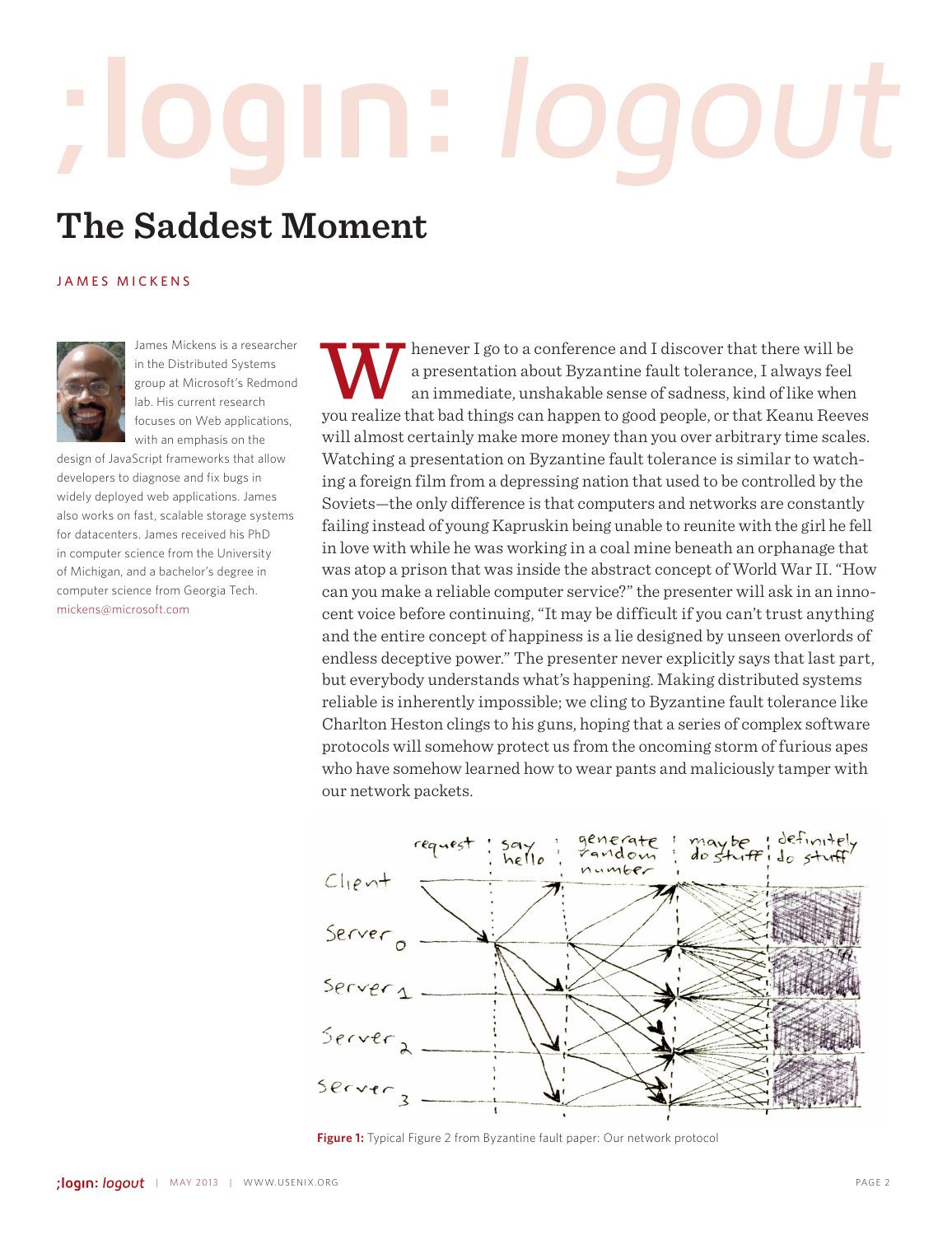;login: logout

# The Saddest Moment

JAMES MICKENS

James Mickens is a researcher in the Distributed Systems group at Microsoft's Redmond lab. His current research focuses on Web applications, with an emphasis on the design of JavaScript frameworks that allow developers to diagnose and fix bugs in widely deployed web applications. James also works on fast, scalable storage systems for datacenters. James received his PhD in computer science from the University of Michigan, and a bachelor's degree in computer science from Georgia Tech. mickens@microsoft.com

Whenever I go to a conference and I discover that there will be a presentation about Byzantine fault tolerance, I always feel an immediate, unshakable sense of sadness, kind of like when you realize that bad things can happen to good people, or that Keanu Reeves will almost certainly make more money than you over arbitrary time scales. Watching a presentation on Byzantine fault tolerance is similar to watching a foreign film from a depressing nation that used to be controlled by the Soviets—the only difference is that computers and networks are constantly failing instead of young Kapruskin being unable to reunite with the girl he fell in love with while he was working in a coal mine beneath an orphanage that was atop a prison that was inside the abstract concept of World War II. "How can you make a reliable computer service?" the presenter will ask in an innocent voice before continuing, "It may be difficult if you can't trust anything and the entire concept of happiness is a lie designed by unseen overlords of endless deceptive power." The presenter never explicitly says that last part, but everybody understands what's happening. Making distributed systems reliable is inherently impossible; we cling to Byzantine fault tolerance like Charlton Heston clings to his guns, hoping that a series of complex software protocols will somehow protect us from the oncoming storm of furious apes who have somehow learned how to wear pants and maliciously tamper with our network packets.

**Figure 1:** Typical Figure 2 from Byzantine fault paper: Our network protocol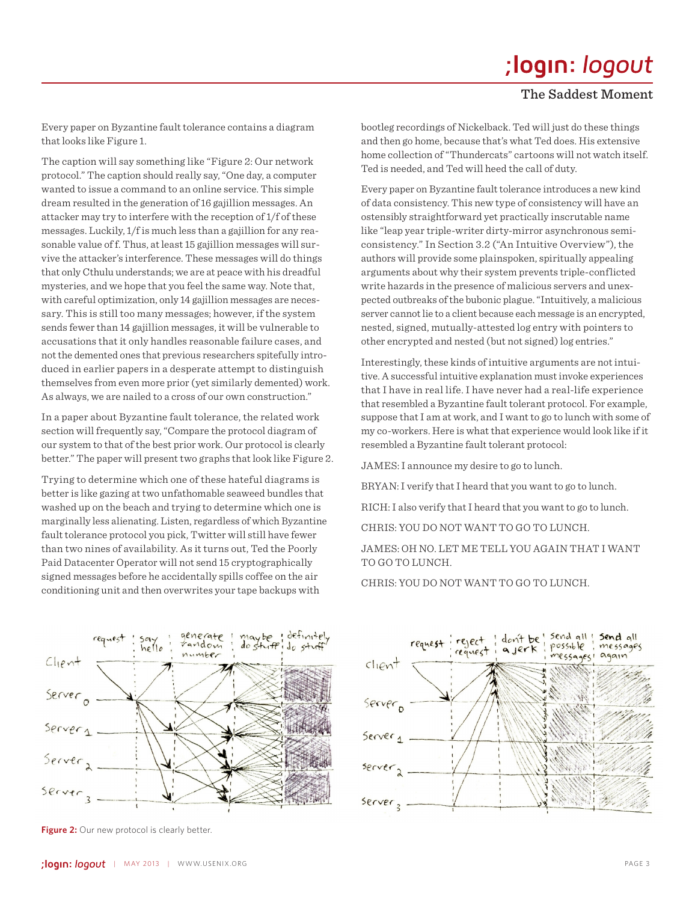Every paper on Byzantine fault tolerance contains a diagram that looks like Figure 1.

The caption will say something like "Figure 2: Our network protocol." The caption should really say, "One day, a computer wanted to issue a command to an online service. This simple dream resulted in the generation of 16 gajillion messages. An attacker may try to interfere with the reception of 1/f of these messages. Luckily, 1/f is much less than a gajillion for any reasonable value of f. Thus, at least 15 gajillion messages will survive the attacker's interference. These messages will do things that only Cthulu understands; we are at peace with his dreadful mysteries, and we hope that you feel the same way. Note that, with careful optimization, only 14 gajillion messages are necessary. This is still too many messages; however, if the system sends fewer than 14 gajillion messages, it will be vulnerable to accusations that it only handles reasonable failure cases, and not the demented ones that previous researchers spitefully introduced in earlier papers in a desperate attempt to distinguish themselves from even more prior (yet similarly demented) work. As always, we are nailed to a cross of our own construction."

In a paper about Byzantine fault tolerance, the related work section will frequently say, "Compare the protocol diagram of our system to that of the best prior work. Our protocol is clearly better." The paper will present two graphs that look like Figure 2.

Trying to determine which one of these hateful diagrams is better is like gazing at two unfathomable seaweed bundles that washed up on the beach and trying to determine which one is marginally less alienating. Listen, regardless of which Byzantine fault tolerance protocol you pick, Twitter will still have fewer than two nines of availability. As it turns out, Ted the Poorly Paid Datacenter Operator will not send 15 cryptographically signed messages before he accidentally spills coffee on the air conditioning unit and then overwrites your tape backups with bootleg recordings of Nickelback. Ted will just do these things and then go home, because that's what Ted does. His extensive home collection of "Thundercats" cartoons will not watch itself. Ted is needed, and Ted will heed the call of duty.

Every paper on Byzantine fault tolerance introduces a new kind of data consistency. This new type of consistency will have an ostensibly straightforward yet practically inscrutable name like "leap year triple-writer dirty-mirror asynchronous semi-consistency." In Section 3.2 ("An Intuitive Overview"), the authors will provide some plainspoken, spiritually appealing arguments about why their system prevents triple-conflicted write hazards in the presence of malicious servers and unexpected outbreaks of the bubonic plague. "Intuitively, a malicious server cannot lie to a client because each message is an encrypted, nested, signed, mutually-attested log entry with pointers to other encrypted and nested (but not signed) log entries."

Interestingly, these kinds of intuitive arguments are not intuitive. A successful intuitive explanation must invoke experiences that I have in real life. I have never had a real-life experience that resembled a Byzantine fault tolerant protocol. For example, suppose that I am at work, and I want to go to lunch with some of my co-workers. Here is what that experience would look like if it resembled a Byzantine fault tolerant protocol:

JAMES: I announce my desire to go to lunch.

BRYAN: I verify that I heard that you want to go to lunch.

RICH: I also verify that I heard that you want to go to lunch.

CHRIS: YOU DO NOT WANT TO GO TO LUNCH.

JAMES: OH NO. LET ME TELL YOU AGAIN THAT I WANT TO GO TO LUNCH.

CHRIS: YOU DO NOT WANT TO GO TO LUNCH.

**Figure 2:** Our new protocol is clearly better.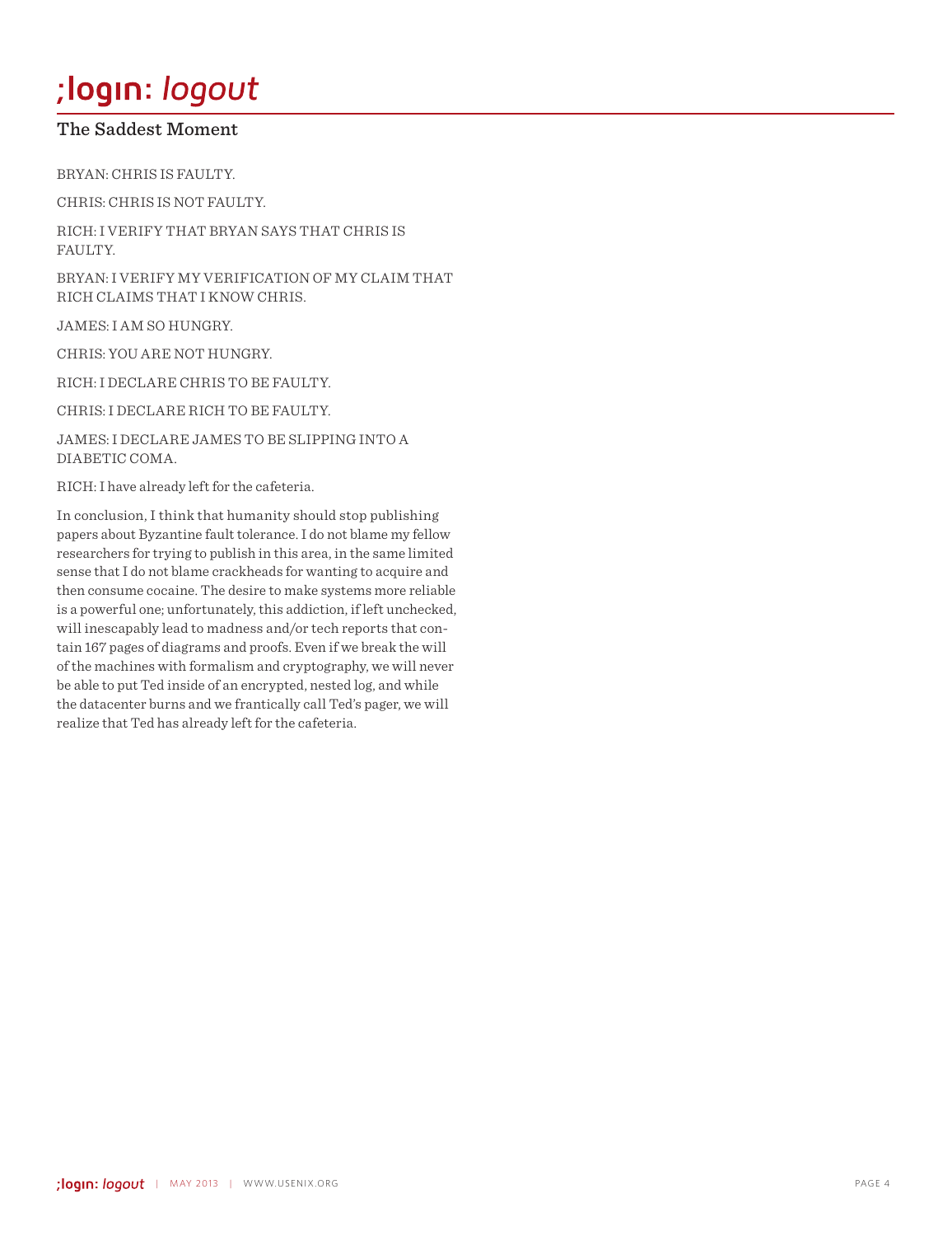# ;login: *logout*

## The Saddest Moment

BRYAN: CHRIS IS FAULTY.

CHRIS: CHRIS IS NOT FAULTY.

RICH: I VERIFY THAT BRYAN SAYS THAT CHRIS IS FAULTY.

BRYAN: I VERIFY MY VERIFICATION OF MY CLAIM THAT RICH CLAIMS THAT I KNOW CHRIS.

JAMES: I AM SO HUNGRY.

CHRIS: YOU ARE NOT HUNGRY.

RICH: I DECLARE CHRIS TO BE FAULTY.

CHRIS: I DECLARE RICH TO BE FAULTY.

JAMES: I DECLARE JAMES TO BE SLIPPING INTO A DIABETIC COMA.

RICH: I have already left for the cafeteria.

In conclusion, I think that humanity should stop publishing papers about Byzantine fault tolerance. I do not blame my fellow researchers for trying to publish in this area, in the same limited sense that I do not blame crackheads for wanting to acquire and then consume cocaine. The desire to make systems more reliable is a powerful one; unfortunately, this addiction, if left unchecked, will inescapably lead to madness and/or tech reports that contain 167 pages of diagrams and proofs. Even if we break the will of the machines with formalism and cryptography, we will never be able to put Ted inside of an encrypted, nested log, and while the datacenter burns and we frantically call Ted's pager, we will realize that Ted has already left for the cafeteria.